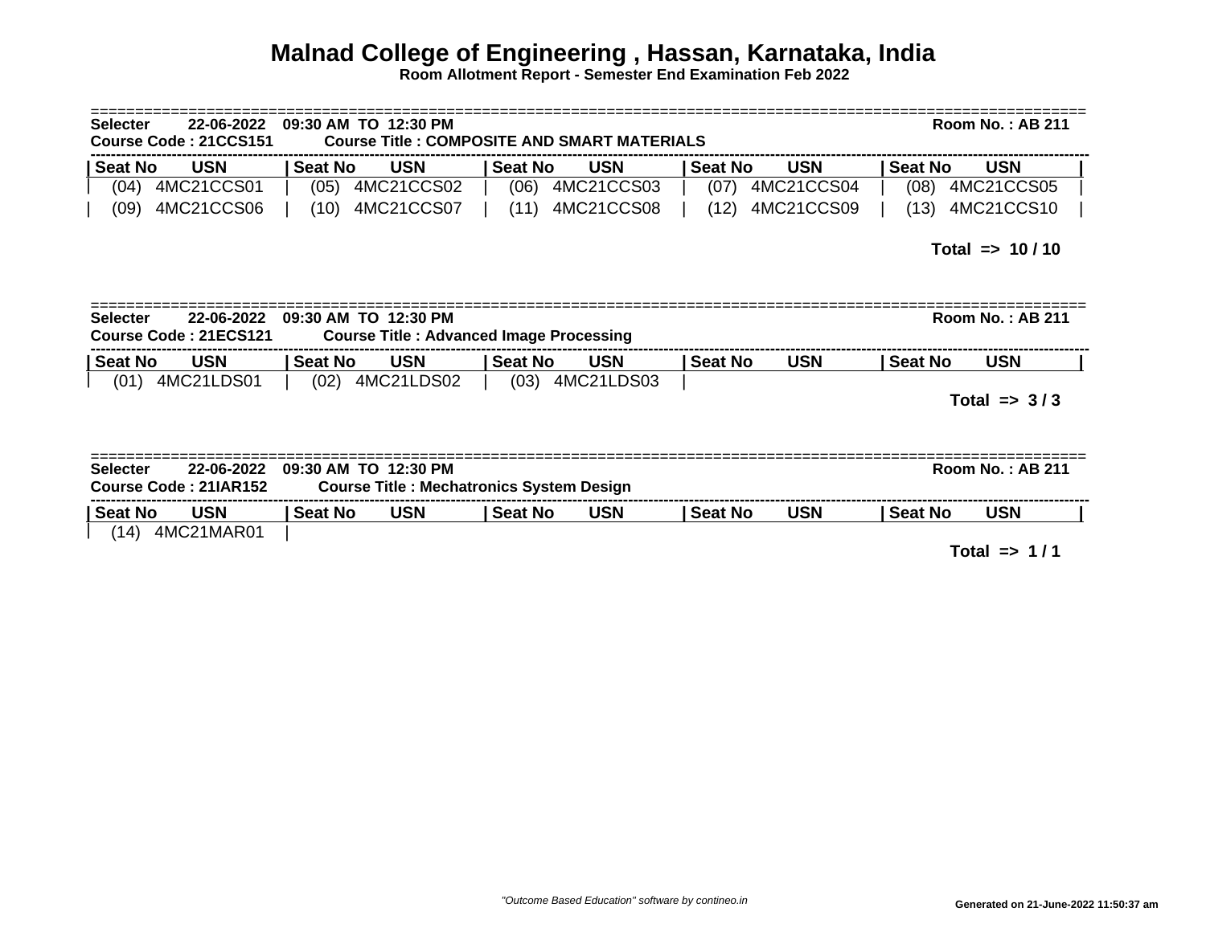# Malnad College of Engineering , Hassan, Karnataka, India

**Room Allotment Report - Semester End Examination Feb 2022**

**Selecter 22-06-2022 09:30 AM TO 12:30 PM** **Room No. : AB 211**

**Course Code : 21CCS151** **Course Title : COMPOSITE AND SMART MATERIALS**

| Seat No | USN | Seat No | USN | Seat No | USN | Seat No | USN | Seat No | USN |
|---|---|---|---|---|---|---|---|---|---|
| (04) | 4MC21CCS01 | (05) | 4MC21CCS02 | (06) | 4MC21CCS03 | (07) | 4MC21CCS04 | (08) | 4MC21CCS05 |
| (09) | 4MC21CCS06 | (10) | 4MC21CCS07 | (11) | 4MC21CCS08 | (12) | 4MC21CCS09 | (13) | 4MC21CCS10 |

**Total => 10 / 10**

**Selecter 22-06-2022 09:30 AM TO 12:30 PM** **Room No. : AB 211**

**Course Code : 21ECS121** **Course Title : Advanced Image Processing**

| Seat No | USN | Seat No | USN | Seat No | USN | Seat No | USN | Seat No | USN |
|---|---|---|---|---|---|---|---|---|---|
| (01) | 4MC21LDS01 | (02) | 4MC21LDS02 | (03) | 4MC21LDS03 | | | | |

**Total => 3 / 3**

**Selecter 22-06-2022 09:30 AM TO 12:30 PM** **Room No. : AB 211**

**Course Code : 21IAR152** **Course Title : Mechatronics System Design**

| Seat No | USN | Seat No | USN | Seat No | USN | Seat No | USN | Seat No | USN |
|---|---|---|---|---|---|---|---|---|---|
| (14) | 4MC21MAR01 | | | | | | | | |

**Total => 1 / 1**

*"Outcome Based Education" software by contineo.in*

**Generated on 21-June-2022 11:50:37 am**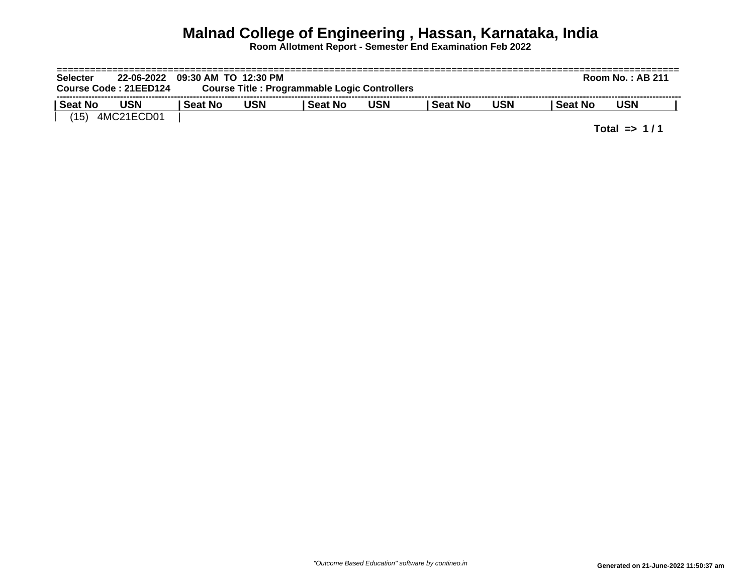# Malnad College of Engineering , Hassan, Karnataka, India

**Room Allotment Report - Semester End Examination Feb 2022**

**Selecter** **22-06-2022 09:30 AM TO 12:30 PM** **Room No. : AB 211**

**Course Code : 21EED124** **Course Title : Programmable Logic Controllers**

| Seat No | USN | Seat No | USN | Seat No | USN | Seat No | USN | Seat No | USN |
|---|---|---|---|---|---|---|---|---|---|
| (15) | 4MC21ECD01 | | | | | | | | |

**Total => 1 / 1**

*"Outcome Based Education" software by contineo.in*

**Generated on 21-June-2022 11:50:37 am**